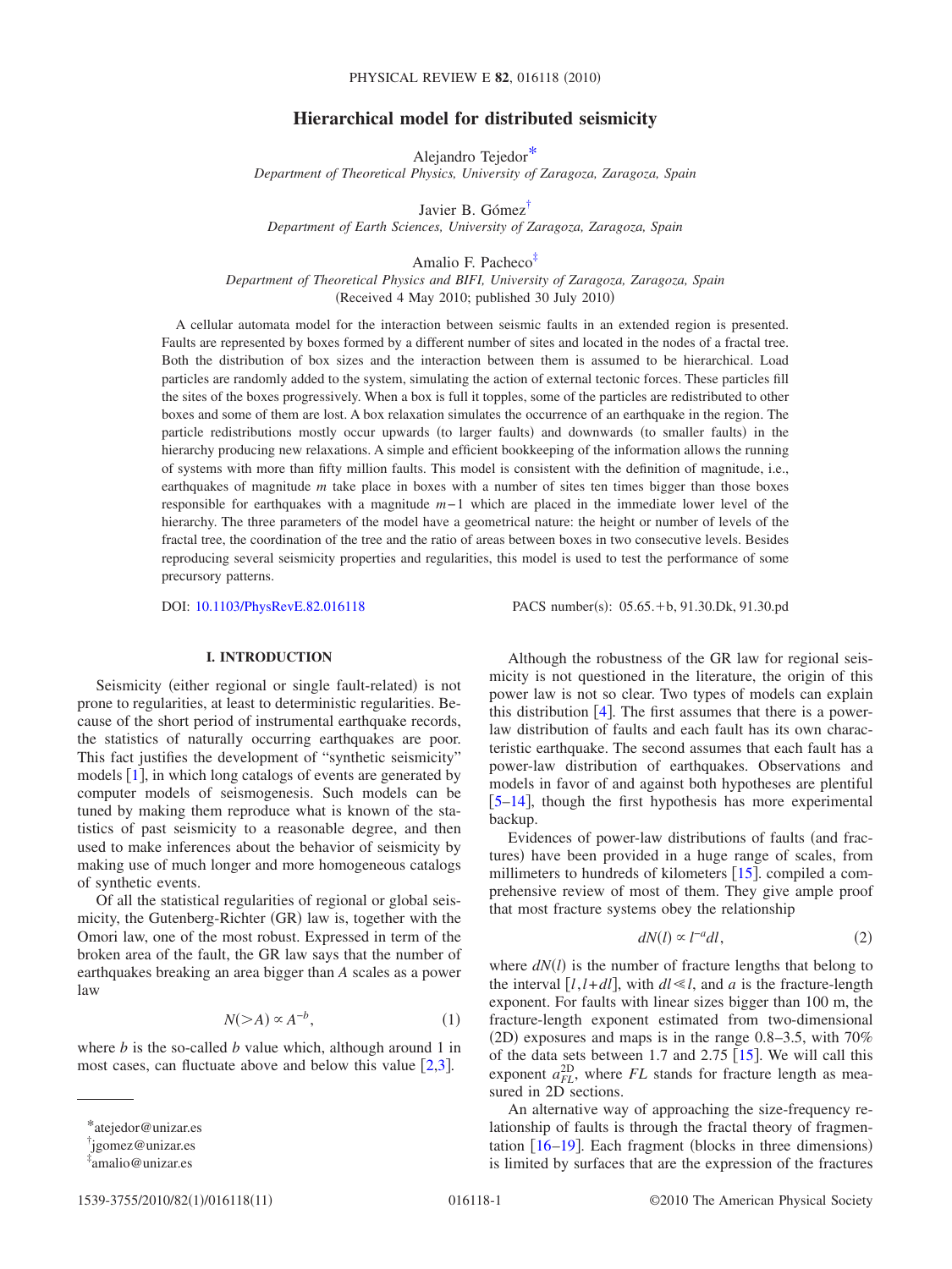# Hierarchical model for distributed seismicity

Alejandro Tejedor[*]

*Department of Theoretical Physics, University of Zaragoza, Zaragoza, Spain*

Javier B. Gómez[†]

*Department of Earth Sciences, University of Zaragoza, Zaragoza, Spain*

Amalio F. Pacheco[‡]

*Department of Theoretical Physics and BIFI, University of Zaragoza, Zaragoza, Spain*

(Received 4 May 2010; published 30 July 2010)

A cellular automata model for the interaction between seismic faults in an extended region is presented. Faults are represented by boxes formed by a different number of sites and located in the nodes of a fractal tree. Both the distribution of box sizes and the interaction between them is assumed to be hierarchical. Load particles are randomly added to the system, simulating the action of external tectonic forces. These particles fill the sites of the boxes progressively. When a box is full it topples, some of the particles are redistributed to other boxes and some of them are lost. A box relaxation simulates the occurrence of an earthquake in the region. The particle redistributions mostly occur upwards (to larger faults) and downwards (to smaller faults) in the hierarchy producing new relaxations. A simple and efficient bookkeeping of the information allows the running of systems with more than fifty million faults. This model is consistent with the definition of magnitude, i.e., earthquakes of magnitude $m$ take place in boxes with a number of sites ten times bigger than those boxes responsible for earthquakes with a magnitude $m-1$ which are placed in the immediate lower level of the hierarchy. The three parameters of the model have a geometrical nature: the height or number of levels of the fractal tree, the coordination of the tree and the ratio of areas between boxes in two consecutive levels. Besides reproducing several seismicity properties and regularities, this model is used to test the performance of some precursory patterns.

DOI: 10.1103/PhysRevE.82.016118 PACS number(s): 05.65.+b, 91.30.Dk, 91.30.pd

## I. INTRODUCTION

Seismicity (either regional or single fault-related) is not prone to regularities, at least to deterministic regularities. Because of the short period of instrumental earthquake records, the statistics of naturally occurring earthquakes are poor. This fact justifies the development of "synthetic seismicity" models [1], in which long catalogs of events are generated by computer models of seismogenesis. Such models can be tuned by making them reproduce what is known of the statistics of past seismicity to a reasonable degree, and then used to make inferences about the behavior of seismicity by making use of much longer and more homogeneous catalogs of synthetic events.

Of all the statistical regularities of regional or global seismicity, the Gutenberg-Richter (GR) law is, together with the Omori law, one of the most robust. Expressed in term of the broken area of the fault, the GR law says that the number of earthquakes breaking an area bigger than $A$ scales as a power law

$$N(>A) \propto A^{-b}, \tag{1}$$

where $b$ is the so-called $b$ value which, although around 1 in most cases, can fluctuate above and below this value [2,3].

Although the robustness of the GR law for regional seismicity is not questioned in the literature, the origin of this power law is not so clear. Two types of models can explain this distribution [4]. The first assumes that there is a power-law distribution of faults and each fault has its own characteristic earthquake. The second assumes that each fault has a power-law distribution of earthquakes. Observations and models in favor of and against both hypotheses are plentiful [5–14], though the first hypothesis has more experimental backup.

Evidences of power-law distributions of faults (and fractures) have been provided in a huge range of scales, from millimeters to hundreds of kilometers [15]. compiled a comprehensive review of most of them. They give ample proof that most fracture systems obey the relationship

$$dN(l) \propto l^{-a}dl, \tag{2}$$

where $dN(l)$ is the number of fracture lengths that belong to the interval $[l, l+dl]$, with $dl \ll l$, and $a$ is the fracture-length exponent. For faults with linear sizes bigger than 100 m, the fracture-length exponent estimated from two-dimensional (2D) exposures and maps is in the range 0.8–3.5, with 70% of the data sets between 1.7 and 2.75 [15]. We will call this exponent $a_{FL}^{2D}$, where $FL$ stands for fracture length as measured in 2D sections.

An alternative way of approaching the size-frequency relationship of faults is through the fractal theory of fragmentation [16–19]. Each fragment (blocks in three dimensions) is limited by surfaces that are the expression of the fractures

[*] atejedor@unizar.es

[†] jgomez@unizar.es

[‡] amalio@unizar.es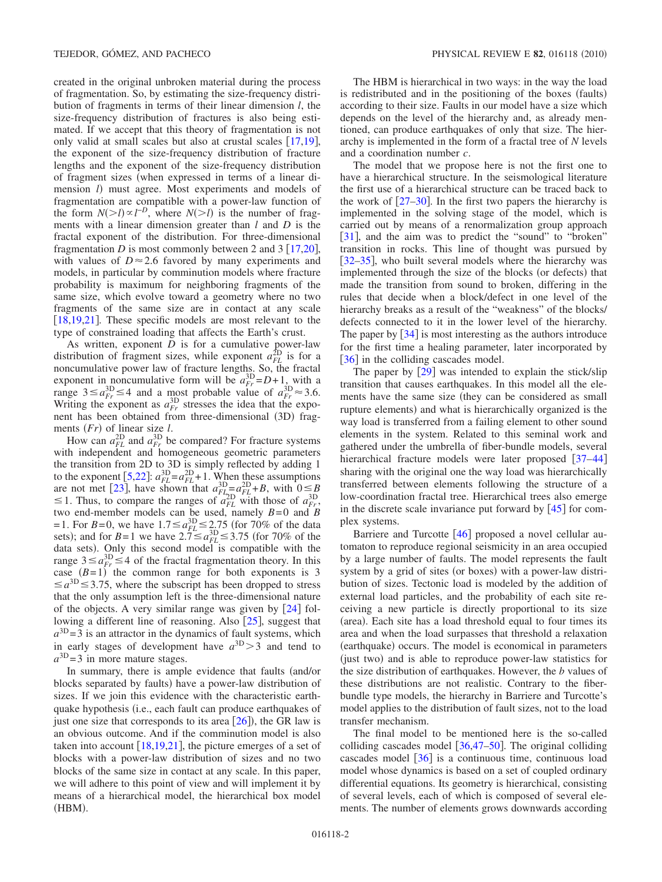created in the original unbroken material during the process of fragmentation. So, by estimating the size-frequency distribution of fragments in terms of their linear dimension $l$, the size-frequency distribution of fractures is also being estimated. If we accept that this theory of fragmentation is not only valid at small scales but also at crustal scales [17,19], the exponent of the size-frequency distribution of fracture lengths and the exponent of the size-frequency distribution of fragment sizes (when expressed in terms of a linear dimension $l$) must agree. Most experiments and models of fragmentation are compatible with a power-law function of the form $N(>l) \propto l^{-D}$, where $N(>l)$ is the number of fragments with a linear dimension greater than $l$ and $D$ is the fractal exponent of the distribution. For three-dimensional fragmentation $D$ is most commonly between 2 and 3 [17,20], with values of $D \approx 2.6$ favored by many experiments and models, in particular by comminution models where fracture probability is maximum for neighboring fragments of the same size, which evolve toward a geometry where no two fragments of the same size are in contact at any scale [18,19,21]. These specific models are most relevant to the type of constrained loading that affects the Earth's crust.

As written, exponent $D$ is for a cumulative power-law distribution of fragment sizes, while exponent $a_{FL}^{2D}$ is for a noncumulative power law of fracture lengths. So, the fractal exponent in noncumulative form will be $a_{Fr}^{3D} = D+1$, with a range $3 \leq a_{Fr}^{3D} \leq 4$ and a most probable value of $a_{Fr}^{3D} \approx 3.6$. Writing the exponent as $a_{Fr}^{3D}$ stresses the idea that the exponent has been obtained from three-dimensional (3D) fragments $(Fr)$ of linear size $l$.

How can $a_{FL}^{2D}$ and $a_{Fr}^{3D}$ be compared? For fracture systems with independent and homogeneous geometric parameters the transition from 2D to 3D is simply reflected by adding 1 to the exponent [5,22]: $a_{FL}^{3D} = a_{FL}^{2D} + 1$. When these assumptions are not met [23], have shown that $a_{FL}^{3D} = a_{FL}^{2D} + B$, with $0 \leq B \leq 1$. Thus, to compare the ranges of $a_{FL}^{2D}$ with those of $a_{Fr}^{3D}$, two end-member models can be used, namely $B=0$ and $B=1$. For $B=0$, we have $1.7 \leq a_{FL}^{3D} \leq 2.75$ (for 70% of the data sets); and for $B=1$ we have $2.7 \leq a_{FL}^{3D} \leq 3.75$ (for 70% of the data sets). Only this second model is compatible with the range $3 \leq a_{Fr}^{3D} \leq 4$ of the fractal fragmentation theory. In this case $(B=1)$ the common range for both exponents is $3 \leq a^{3D} \leq 3.75$, where the subscript has been dropped to stress that the only assumption left is the three-dimensional nature of the objects. A very similar range was given by [24] following a different line of reasoning. Also [25], suggest that $a^{3D}=3$ is an attractor in the dynamics of fault systems, which in early stages of development have $a^{3D}>3$ and tend to $a^{3D}=3$ in more mature stages.

In summary, there is ample evidence that faults (and/or blocks separated by faults) have a power-law distribution of sizes. If we join this evidence with the characteristic earthquake hypothesis (i.e., each fault can produce earthquakes of just one size that corresponds to its area [26]), the GR law is an obvious outcome. And if the comminution model is also taken into account [18,19,21], the picture emerges of a set of blocks with a power-law distribution of sizes and no two blocks of the same size in contact at any scale. In this paper, we will adhere to this point of view and will implement it by means of a hierarchical model, the hierarchical box model (HBM).

The HBM is hierarchical in two ways: in the way the load is redistributed and in the positioning of the boxes (faults) according to their size. Faults in our model have a size which depends on the level of the hierarchy and, as already mentioned, can produce earthquakes of only that size. The hierarchy is implemented in the form of a fractal tree of $N$ levels and a coordination number $c$.

The model that we propose here is not the first one to have a hierarchical structure. In the seismological literature the first use of a hierarchical structure can be traced back to the work of [27–30]. In the first two papers the hierarchy is implemented in the solving stage of the model, which is carried out by means of a renormalization group approach [31], and the aim was to predict the "sound" to "broken" transition in rocks. This line of thought was pursued by [32–35], who built several models where the hierarchy was implemented through the size of the blocks (or defects) that made the transition from sound to broken, differing in the rules that decide when a block/defect in one level of the hierarchy breaks as a result of the "weakness" of the blocks/defects connected to it in the lower level of the hierarchy. The paper by [34] is most interesting as the authors introduce for the first time a healing parameter, later incorporated by [36] in the colliding cascades model.

The paper by [29] was intended to explain the stick/slip transition that causes earthquakes. In this model all the elements have the same size (they can be considered as small rupture elements) and what is hierarchically organized is the way load is transferred from a failing element to other sound elements in the system. Related to this seminal work and gathered under the umbrella of fiber-bundle models, several hierarchical fracture models were later proposed [37–44] sharing with the original one the way load was hierarchically transferred between elements following the structure of a low-coordination fractal tree. Hierarchical trees also emerge in the discrete scale invariance put forward by [45] for complex systems.

Barriere and Turcotte [46] proposed a novel cellular automaton to reproduce regional seismicity in an area occupied by a large number of faults. The model represents the fault system by a grid of sites (or boxes) with a power-law distribution of sizes. Tectonic load is modeled by the addition of external load particles, and the probability of each site receiving a new particle is directly proportional to its size (area). Each site has a load threshold equal to four times its area and when the load surpasses that threshold a relaxation (earthquake) occurs. The model is economical in parameters (just two) and is able to reproduce power-law statistics for the size distribution of earthquakes. However, the $b$ values of these distributions are not realistic. Contrary to the fiber-bundle type models, the hierarchy in Barriere and Turcotte's model applies to the distribution of fault sizes, not to the load transfer mechanism.

The final model to be mentioned here is the so-called colliding cascades model [36,47–50]. The original colliding cascades model [36] is a continuous time, continuous load model whose dynamics is based on a set of coupled ordinary differential equations. Its geometry is hierarchical, consisting of several levels, each of which is composed of several elements. The number of elements grows downwards according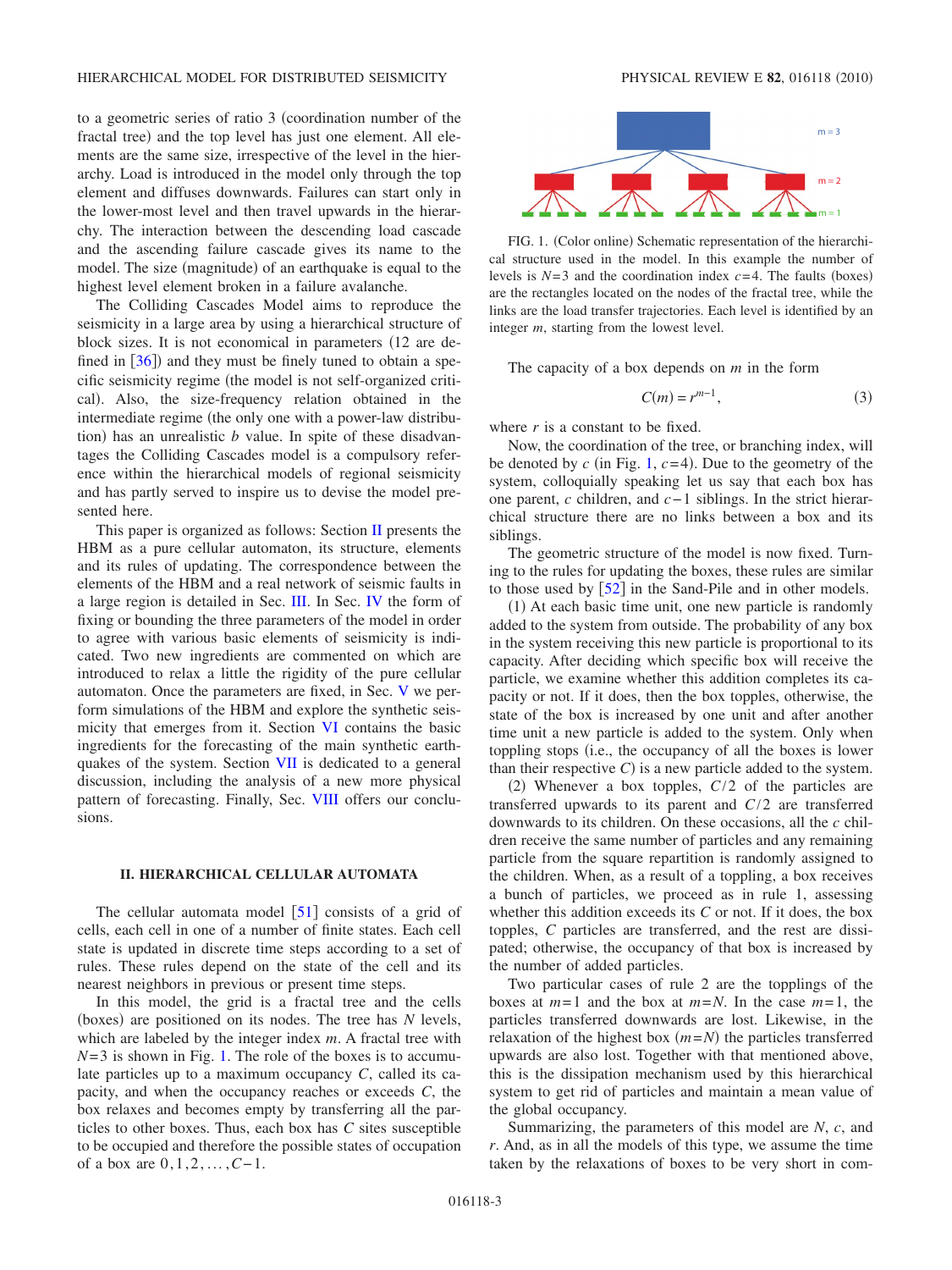to a geometric series of ratio 3 (coordination number of the fractal tree) and the top level has just one element. All elements are the same size, irrespective of the level in the hierarchy. Load is introduced in the model only through the top element and diffuses downwards. Failures can start only in the lower-most level and then travel upwards in the hierarchy. The interaction between the descending load cascade and the ascending failure cascade gives its name to the model. The size (magnitude) of an earthquake is equal to the highest level element broken in a failure avalanche.

The Colliding Cascades Model aims to reproduce the seismicity in a large area by using a hierarchical structure of block sizes. It is not economical in parameters (12 are defined in [36]) and they must be finely tuned to obtain a specific seismicity regime (the model is not self-organized critical). Also, the size-frequency relation obtained in the intermediate regime (the only one with a power-law distribution) has an unrealistic $b$ value. In spite of these disadvantages the Colliding Cascades model is a compulsory reference within the hierarchical models of regional seismicity and has partly served to inspire us to devise the model presented here.

This paper is organized as follows: Section II presents the HBM as a pure cellular automaton, its structure, elements and its rules of updating. The correspondence between the elements of the HBM and a real network of seismic faults in a large region is detailed in Sec. III. In Sec. IV the form of fixing or bounding the three parameters of the model in order to agree with various basic elements of seismicity is indicated. Two new ingredients are commented on which are introduced to relax a little the rigidity of the pure cellular automaton. Once the parameters are fixed, in Sec. V we perform simulations of the HBM and explore the synthetic seismicity that emerges from it. Section VI contains the basic ingredients for the forecasting of the main synthetic earthquakes of the system. Section VII is dedicated to a general discussion, including the analysis of a new more physical pattern of forecasting. Finally, Sec. VIII offers our conclusions.

## II. HIERARCHICAL CELLULAR AUTOMATA

The cellular automata model [51] consists of a grid of cells, each cell in one of a number of finite states. Each cell state is updated in discrete time steps according to a set of rules. These rules depend on the state of the cell and its nearest neighbors in previous or present time steps.

In this model, the grid is a fractal tree and the cells (boxes) are positioned on its nodes. The tree has $N$ levels, which are labeled by the integer index $m$. A fractal tree with $N=3$ is shown in Fig. 1. The role of the boxes is to accumulate particles up to a maximum occupancy $C$, called its capacity, and when the occupancy reaches or exceeds $C$, the box relaxes and becomes empty by transferring all the particles to other boxes. Thus, each box has $C$ sites susceptible to be occupied and therefore the possible states of occupation of a box are $0,1,2,\ldots,C-1$.

FIG. 1. (Color online) Schematic representation of the hierarchical structure used in the model. In this example the number of levels is $N=3$ and the coordination index $c=4$. The faults (boxes) are the rectangles located on the nodes of the fractal tree, while the links are the load transfer trajectories. Each level is identified by an integer $m$, starting from the lowest level.

The capacity of a box depends on $m$ in the form

$$C(m) = r^{m-1}, \tag{3}$$

where $r$ is a constant to be fixed.

Now, the coordination of the tree, or branching index, will be denoted by $c$ (in Fig. 1, $c=4$). Due to the geometry of the system, colloquially speaking let us say that each box has one parent, $c$ children, and $c-1$ siblings. In the strict hierarchical structure there are no links between a box and its siblings.

The geometric structure of the model is now fixed. Turning to the rules for updating the boxes, these rules are similar to those used by [52] in the Sand-Pile and in other models.

(1) At each basic time unit, one new particle is randomly added to the system from outside. The probability of any box in the system receiving this new particle is proportional to its capacity. After deciding which specific box will receive the particle, we examine whether this addition completes its capacity or not. If it does, then the box topples, otherwise, the state of the box is increased by one unit and after another time unit a new particle is added to the system. Only when toppling stops (i.e., the occupancy of all the boxes is lower than their respective $C$) is a new particle added to the system.

(2) Whenever a box topples, $C/2$ of the particles are transferred upwards to its parent and $C/2$ are transferred downwards to its children. On these occasions, all the $c$ children receive the same number of particles and any remaining particle from the square repartition is randomly assigned to the children. When, as a result of a toppling, a box receives a bunch of particles, we proceed as in rule 1, assessing whether this addition exceeds its $C$ or not. If it does, the box topples, $C$ particles are transferred, and the rest are dissipated; otherwise, the occupancy of that box is increased by the number of added particles.

Two particular cases of rule 2 are the topplings of the boxes at $m=1$ and the box at $m=N$. In the case $m=1$, the particles transferred downwards are lost. Likewise, in the relaxation of the highest box $(m=N)$ the particles transferred upwards are also lost. Together with that mentioned above, this is the dissipation mechanism used by this hierarchical system to get rid of particles and maintain a mean value of the global occupancy.

Summarizing, the parameters of this model are $N$, $c$, and $r$. And, as in all the models of this type, we assume the time taken by the relaxations of boxes to be very short in com-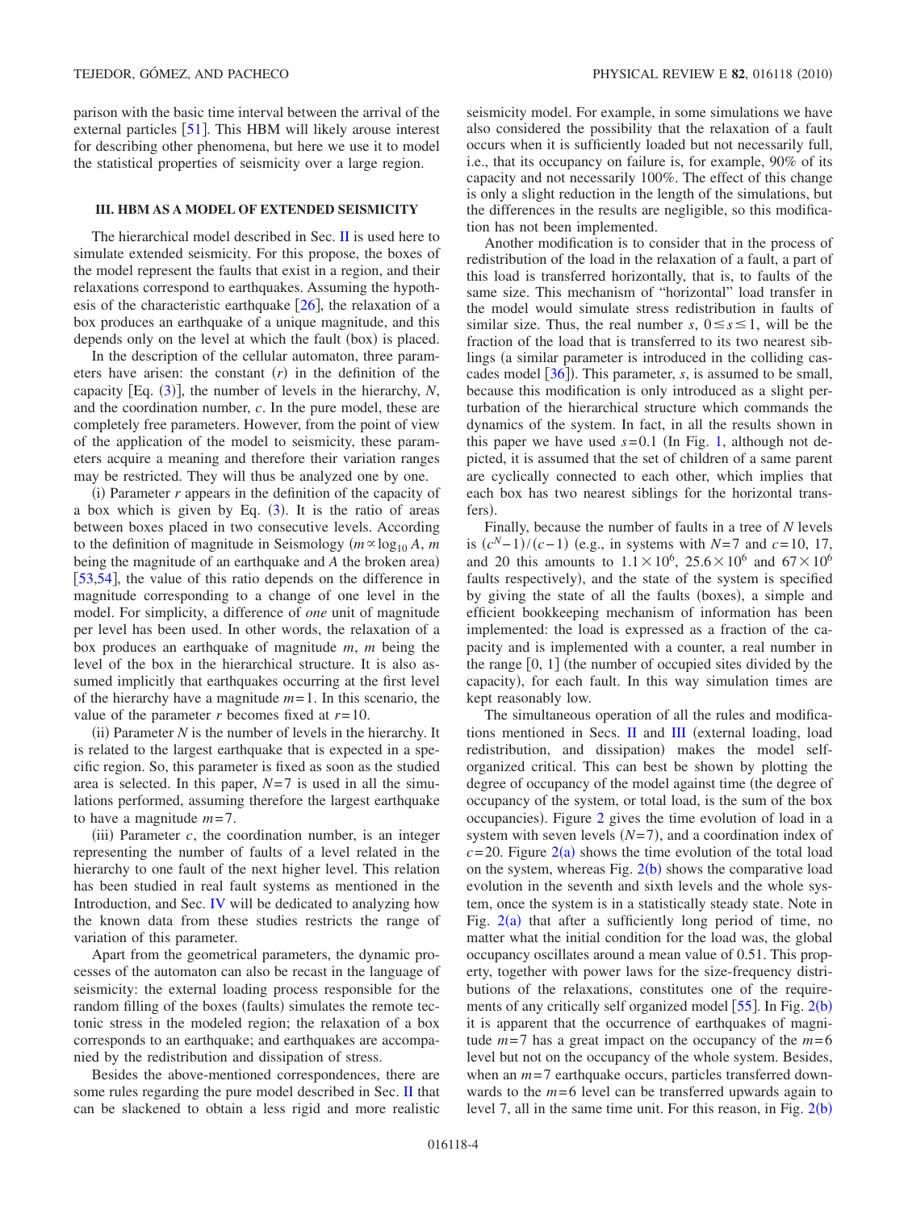parison with the basic time interval between the arrival of the external particles [51]. This HBM will likely arouse interest for describing other phenomena, but here we use it to model the statistical properties of seismicity over a large region.

### III. HBM AS A MODEL OF EXTENDED SEISMICITY

The hierarchical model described in Sec. II is used here to simulate extended seismicity. For this propose, the boxes of the model represent the faults that exist in a region, and their relaxations correspond to earthquakes. Assuming the hypothesis of the characteristic earthquake [26], the relaxation of a box produces an earthquake of a unique magnitude, and this depends only on the level at which the fault (box) is placed.

In the description of the cellular automaton, three parameters have arisen: the constant ($r$) in the definition of the capacity [Eq. (3)], the number of levels in the hierarchy, $N$, and the coordination number, $c$. In the pure model, these are completely free parameters. However, from the point of view of the application of the model to seismicity, these parameters acquire a meaning and therefore their variation ranges may be restricted. They will thus be analyzed one by one.

(i) Parameter $r$ appears in the definition of the capacity of a box which is given by Eq. (3). It is the ratio of areas between boxes placed in two consecutive levels. According to the definition of magnitude in Seismology ($m \propto \log_{10} A$, $m$ being the magnitude of an earthquake and $A$ the broken area) [53,54], the value of this ratio depends on the difference in magnitude corresponding to a change of one level in the model. For simplicity, a difference of *one* unit of magnitude per level has been used. In other words, the relaxation of a box produces an earthquake of magnitude $m$, $m$ being the level of the box in the hierarchical structure. It is also assumed implicitly that earthquakes occurring at the first level of the hierarchy have a magnitude $m=1$. In this scenario, the value of the parameter $r$ becomes fixed at $r=10$.

(ii) Parameter $N$ is the number of levels in the hierarchy. It is related to the largest earthquake that is expected in a specific region. So, this parameter is fixed as soon as the studied area is selected. In this paper, $N=7$ is used in all the simulations performed, assuming therefore the largest earthquake to have a magnitude $m=7$.

(iii) Parameter $c$, the coordination number, is an integer representing the number of faults of a level related in the hierarchy to one fault of the next higher level. This relation has been studied in real fault systems as mentioned in the Introduction, and Sec. IV will be dedicated to analyzing how the known data from these studies restricts the range of variation of this parameter.

Apart from the geometrical parameters, the dynamic processes of the automaton can also be recast in the language of seismicity: the external loading process responsible for the random filling of the boxes (faults) simulates the remote tectonic stress in the modeled region; the relaxation of a box corresponds to an earthquake; and earthquakes are accompanied by the redistribution and dissipation of stress.

Besides the above-mentioned correspondences, there are some rules regarding the pure model described in Sec. II that can be slackened to obtain a less rigid and more realistic seismicity model. For example, in some simulations we have also considered the possibility that the relaxation of a fault occurs when it is sufficiently loaded but not necessarily full, i.e., that its occupancy on failure is, for example, 90% of its capacity and not necessarily 100%. The effect of this change is only a slight reduction in the length of the simulations, but the differences in the results are negligible, so this modification has not been implemented.

Another modification is to consider that in the process of redistribution of the load in the relaxation of a fault, a part of this load is transferred horizontally, that is, to faults of the same size. This mechanism of "horizontal" load transfer in the model would simulate stress redistribution in faults of similar size. Thus, the real number $s$, $0 \leq s \leq 1$, will be the fraction of the load that is transferred to its two nearest siblings (a similar parameter is introduced in the colliding cascades model [36]). This parameter, $s$, is assumed to be small, because this modification is only introduced as a slight perturbation of the hierarchical structure which commands the dynamics of the system. In fact, in all the results shown in this paper we have used $s=0.1$ (In Fig. 1, although not depicted, it is assumed that the set of children of a same parent are cyclically connected to each other, which implies that each box has two nearest siblings for the horizontal transfers).

Finally, because the number of faults in a tree of $N$ levels is $(c^N-1)/(c-1)$ (e.g., in systems with $N=7$ and $c=10$, 17, and 20 this amounts to $1.1 \times 10^6$, $25.6 \times 10^6$ and $67 \times 10^6$ faults respectively), and the state of the system is specified by giving the state of all the faults (boxes), a simple and efficient bookkeeping mechanism of information has been implemented: the load is expressed as a fraction of the capacity and is implemented with a counter, a real number in the range [0, 1] (the number of occupied sites divided by the capacity), for each fault. In this way simulation times are kept reasonably low.

The simultaneous operation of all the rules and modifications mentioned in Secs. II and III (external loading, load redistribution, and dissipation) makes the model self-organized critical. This can best be shown by plotting the degree of occupancy of the model against time (the degree of occupancy of the system, or total load, is the sum of the box occupancies). Figure 2 gives the time evolution of load in a system with seven levels ($N=7$), and a coordination index of $c=20$. Figure 2(a) shows the time evolution of the total load on the system, whereas Fig. 2(b) shows the comparative load evolution in the seventh and sixth levels and the whole system, once the system is in a statistically steady state. Note in Fig. 2(a) that after a sufficiently long period of time, no matter what the initial condition for the load was, the global occupancy oscillates around a mean value of 0.51. This property, together with power laws for the size-frequency distributions of the relaxations, constitutes one of the requirements of any critically self organized model [55]. In Fig. 2(b) it is apparent that the occurrence of earthquakes of magnitude $m=7$ has a great impact on the occupancy of the $m=6$ level but not on the occupancy of the whole system. Besides, when an $m=7$ earthquake occurs, particles transferred downwards to the $m=6$ level can be transferred upwards again to level 7, all in the same time unit. For this reason, in Fig. 2(b)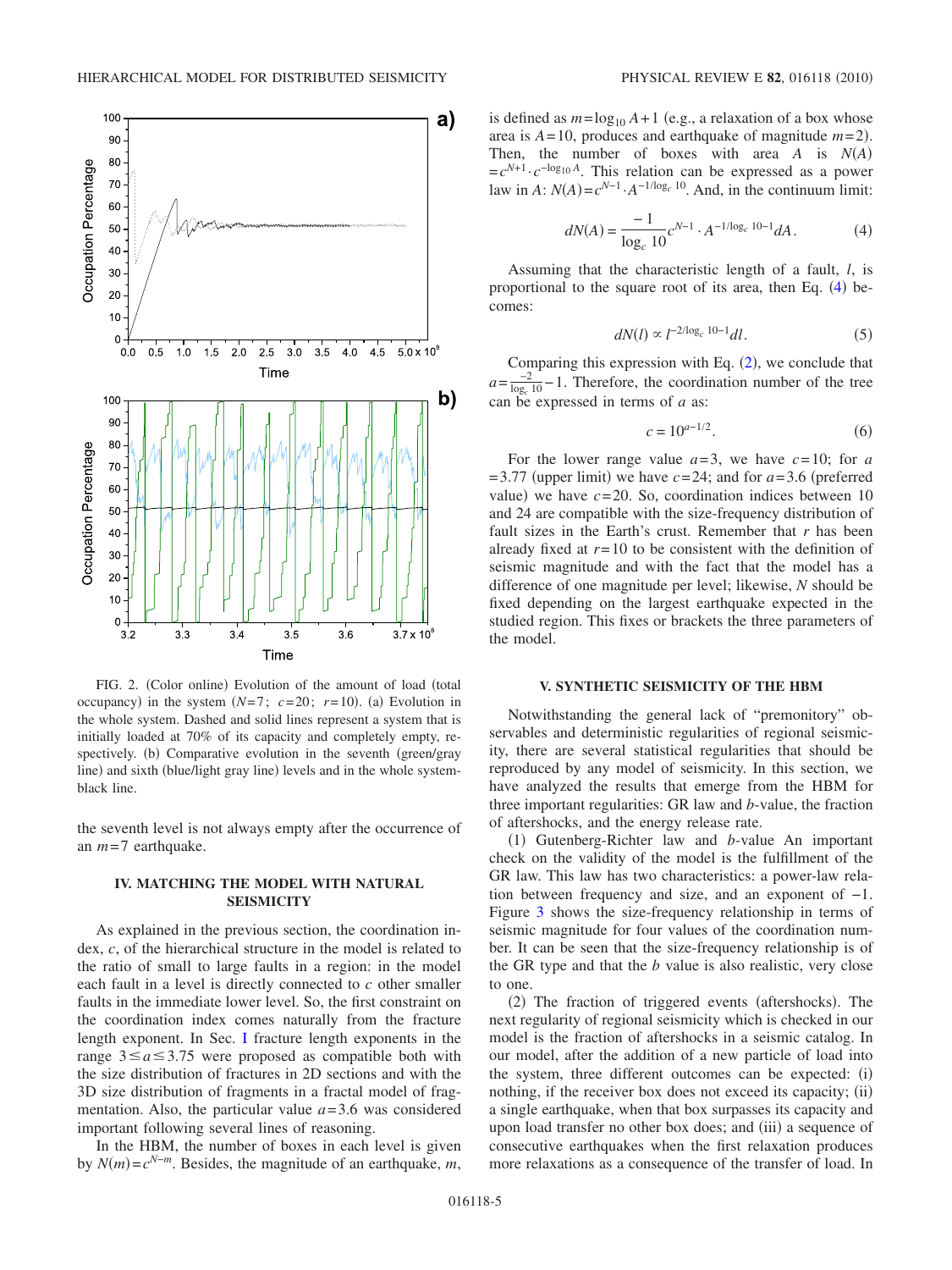FIG. 2. (Color online) Evolution of the amount of load (total occupancy) in the system ($N=7$; $c=20$; $r=10$). (a) Evolution in the whole system. Dashed and solid lines represent a system that is initially loaded at 70% of its capacity and completely empty, respectively. (b) Comparative evolution in the seventh (green/gray line) and sixth (blue/light gray line) levels and in the whole system-black line.

the seventh level is not always empty after the occurrence of an $m=7$ earthquake.

## IV. MATCHING THE MODEL WITH NATURAL SEISMICITY

As explained in the previous section, the coordination index, $c$, of the hierarchical structure in the model is related to the ratio of small to large faults in a region: in the model each fault in a level is directly connected to $c$ other smaller faults in the immediate lower level. So, the first constraint on the coordination index comes naturally from the fracture length exponent. In Sec. I fracture length exponents in the range $3 \leq a \leq 3.75$ were proposed as compatible both with the size distribution of fractures in 2D sections and with the 3D size distribution of fragments in a fractal model of fragmentation. Also, the particular value $a=3.6$ was considered important following several lines of reasoning.

In the HBM, the number of boxes in each level is given by $N(m)=c^{N-m}$. Besides, the magnitude of an earthquake, $m$, is defined as $m=\log_{10} A+1$ (e.g., a relaxation of a box whose area is $A=10$, produces and earthquake of magnitude $m=2$). Then, the number of boxes with area $A$ is $N(A) = c^{N+1} \cdot c^{-\log_{10} A}$. This relation can be expressed as a power law in $A$: $N(A)=c^{N-1} \cdot A^{-1/\log_c 10}$. And, in the continuum limit:

$$dN(A) = \frac{-1}{\log_c 10} c^{N-1} \cdot A^{-1/\log_c 10-1} dA. \quad (4)$$

Assuming that the characteristic length of a fault, $l$, is proportional to the square root of its area, then Eq. (4) becomes:

$$dN(l) \propto l^{-2/\log_c 10-1} dl. \quad (5)$$

Comparing this expression with Eq. (2), we conclude that $a=\frac{-2}{\log_c 10}-1$. Therefore, the coordination number of the tree can be expressed in terms of $a$ as:

$$c = 10^{a-1/2}. \quad (6)$$

For the lower range value $a=3$, we have $c=10$; for $a=3.77$ (upper limit) we have $c=24$; and for $a=3.6$ (preferred value) we have $c=20$. So, coordination indices between 10 and 24 are compatible with the size-frequency distribution of fault sizes in the Earth's crust. Remember that $r$ has been already fixed at $r=10$ to be consistent with the definition of seismic magnitude and with the fact that the model has a difference of one magnitude per level; likewise, $N$ should be fixed depending on the largest earthquake expected in the studied region. This fixes or brackets the three parameters of the model.

## V. SYNTHETIC SEISMICITY OF THE HBM

Notwithstanding the general lack of "premonitory" observables and deterministic regularities of regional seismicity, there are several statistical regularities that should be reproduced by any model of seismicity. In this section, we have analyzed the results that emerge from the HBM for three important regularities: GR law and $b$-value, the fraction of aftershocks, and the energy release rate.

(1) Gutenberg-Richter law and $b$-value An important check on the validity of the model is the fulfillment of the GR law. This law has two characteristics: a power-law relation between frequency and size, and an exponent of $-1$. Figure 3 shows the size-frequency relationship in terms of seismic magnitude for four values of the coordination number. It can be seen that the size-frequency relationship is of the GR type and that the $b$ value is also realistic, very close to one.

(2) The fraction of triggered events (aftershocks). The next regularity of regional seismicity which is checked in our model is the fraction of aftershocks in a seismic catalog. In our model, after the addition of a new particle of load into the system, three different outcomes can be expected: (i) nothing, if the receiver box does not exceed its capacity; (ii) a single earthquake, when that box surpasses its capacity and upon load transfer no other box does; and (iii) a sequence of consecutive earthquakes when the first relaxation produces more relaxations as a consequence of the transfer of load. In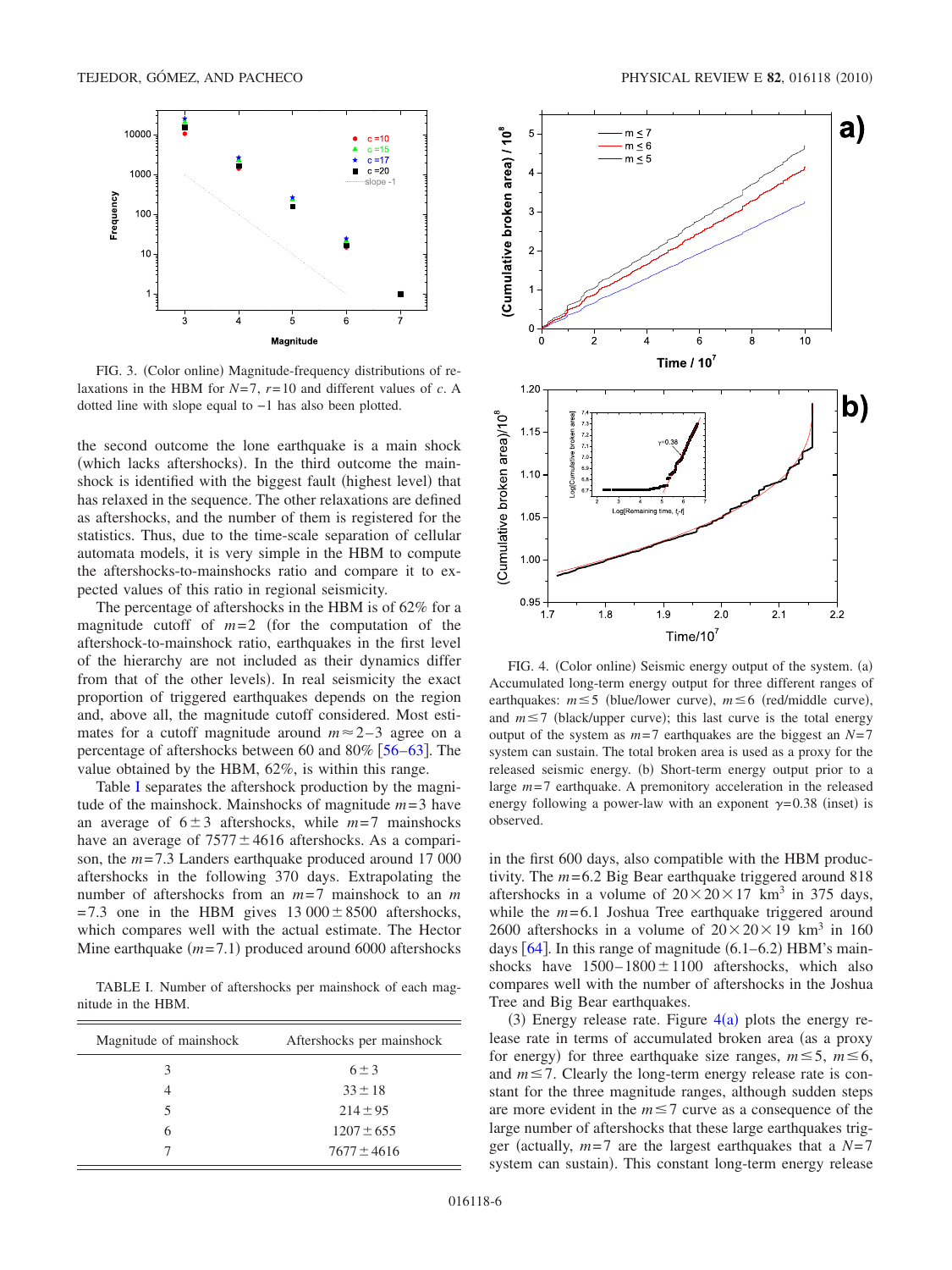FIG. 3. (Color online) Magnitude-frequency distributions of relaxations in the HBM for $N=7$, $r=10$ and different values of $c$. A dotted line with slope equal to $-1$ has also been plotted.

the second outcome the lone earthquake is a main shock (which lacks aftershocks). In the third outcome the mainshock is identified with the biggest fault (highest level) that has relaxed in the sequence. The other relaxations are defined as aftershocks, and the number of them is registered for the statistics. Thus, due to the time-scale separation of cellular automata models, it is very simple in the HBM to compute the aftershocks-to-mainshocks ratio and compare it to expected values of this ratio in regional seismicity.

The percentage of aftershocks in the HBM is of 62% for a magnitude cutoff of $m=2$ (for the computation of the aftershock-to-mainshock ratio, earthquakes in the first level of the hierarchy are not included as their dynamics differ from that of the other levels). In real seismicity the exact proportion of triggered earthquakes depends on the region and, above all, the magnitude cutoff considered. Most estimates for a cutoff magnitude around $m\approx 2-3$ agree on a percentage of aftershocks between 60 and 80% [56–63]. The value obtained by the HBM, 62%, is within this range.

Table I separates the aftershock production by the magnitude of the mainshock. Mainshocks of magnitude $m=3$ have an average of $6\pm 3$ aftershocks, while $m=7$ mainshocks have an average of $7577\pm 4616$ aftershocks. As a comparison, the $m=7.3$ Landers earthquake produced around 17 000 aftershocks in the following 370 days. Extrapolating the number of aftershocks from an $m=7$ mainshock to an $m=7.3$ one in the HBM gives $13\,000\pm 8500$ aftershocks, which compares well with the actual estimate. The Hector Mine earthquake ($m=7.1$) produced around 6000 aftershocks in the first 600 days, also compatible with the HBM productivity. The $m=6.2$ Big Bear earthquake triggered around 818 aftershocks in a volume of $20\times 20\times 17$ km$^3$ in 375 days, while the $m=6.1$ Joshua Tree earthquake triggered around 2600 aftershocks in a volume of $20\times 20\times 19$ km$^3$ in 160 days [64]. In this range of magnitude (6.1–6.2) HBM's mainshocks have $1500-1800\pm 1100$ aftershocks, which also compares well with the number of aftershocks in the Joshua Tree and Big Bear earthquakes.

TABLE I. Number of aftershocks per mainshock of each magnitude in the HBM.

| Magnitude of mainshock | Aftershocks per mainshock |
|---|---|
| 3 | $6\pm 3$ |
| 4 | $33\pm 18$ |
| 5 | $214\pm 95$ |
| 6 | $1207\pm 655$ |
| 7 | $7677\pm 4616$ |

FIG. 4. (Color online) Seismic energy output of the system. (a) Accumulated long-term energy output for three different ranges of earthquakes: $m\leq 5$ (blue/lower curve), $m\leq 6$ (red/middle curve), and $m\leq 7$ (black/upper curve); this last curve is the total energy output of the system as $m=7$ earthquakes are the biggest an $N=7$ system can sustain. The total broken area is used as a proxy for the released seismic energy. (b) Short-term energy output prior to a large $m=7$ earthquake. A premonitory acceleration in the released energy following a power-law with an exponent $\gamma=0.38$ (inset) is observed.

(3) Energy release rate. Figure 4(a) plots the energy release rate in terms of accumulated broken area (as a proxy for energy) for three earthquake size ranges, $m\leq 5$, $m\leq 6$, and $m\leq 7$. Clearly the long-term energy release rate is constant for the three magnitude ranges, although sudden steps are more evident in the $m\leq 7$ curve as a consequence of the large number of aftershocks that these large earthquakes trigger (actually, $m=7$ are the largest earthquakes that a $N=7$ system can sustain). This constant long-term energy release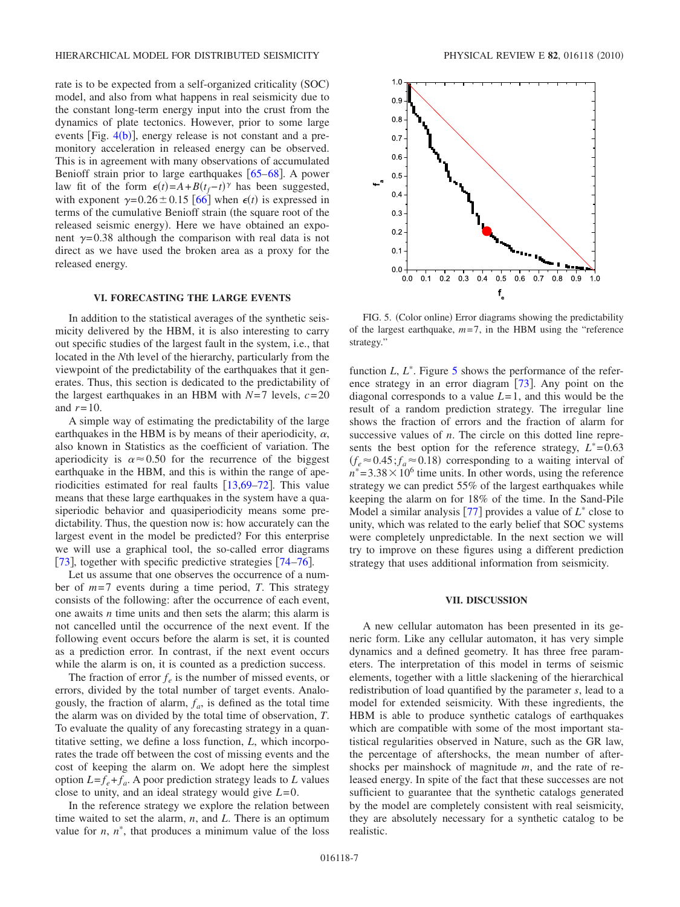rate is to be expected from a self-organized criticality (SOC) model, and also from what happens in real seismicity due to the constant long-term energy input into the crust from the dynamics of plate tectonics. However, prior to some large events [Fig. 4(b)], energy release is not constant and a premonitory acceleration in released energy can be observed. This is in agreement with many observations of accumulated Benioff strain prior to large earthquakes [65–68]. A power law fit of the form $\epsilon(t)=A+B(t_f-t)^{\gamma}$ has been suggested, with exponent $\gamma=0.26\pm0.15$ [66] when $\epsilon(t)$ is expressed in terms of the cumulative Benioff strain (the square root of the released seismic energy). Here we have obtained an exponent $\gamma=0.38$ although the comparison with real data is not direct as we have used the broken area as a proxy for the released energy.

## VI. FORECASTING THE LARGE EVENTS

In addition to the statistical averages of the synthetic seismicity delivered by the HBM, it is also interesting to carry out specific studies of the largest fault in the system, i.e., that located in the $N$th level of the hierarchy, particularly from the viewpoint of the predictability of the earthquakes that it generates. Thus, this section is dedicated to the predictability of the largest earthquakes in an HBM with $N=7$ levels, $c=20$ and $r=10$.

A simple way of estimating the predictability of the large earthquakes in the HBM is by means of their aperiodicity, $\alpha$, also known in Statistics as the coefficient of variation. The aperiodicity is $\alpha\approx0.50$ for the recurrence of the biggest earthquake in the HBM, and this is within the range of aperiodicities estimated for real faults [13,69–72]. This value means that these large earthquakes in the system have a quasiperiodic behavior and quasiperiodicity means some predictability. Thus, the question now is: how accurately can the largest event in the model be predicted? For this enterprise we will use a graphical tool, the so-called error diagrams [73], together with specific predictive strategies [74–76].

Let us assume that one observes the occurrence of a number of $m=7$ events during a time period, $T$. This strategy consists of the following: after the occurrence of each event, one awaits $n$ time units and then sets the alarm; this alarm is not cancelled until the occurrence of the next event. If the following event occurs before the alarm is set, it is counted as a prediction error. In contrast, if the next event occurs while the alarm is on, it is counted as a prediction success.

The fraction of error $f_e$ is the number of missed events, or errors, divided by the total number of target events. Analogously, the fraction of alarm, $f_a$, is defined as the total time the alarm was on divided by the total time of observation, $T$. To evaluate the quality of any forecasting strategy in a quantitative setting, we define a loss function, $L$, which incorporates the trade off between the cost of missing events and the cost of keeping the alarm on. We adopt here the simplest option $L=f_e+f_a$. A poor prediction strategy leads to $L$ values close to unity, and an ideal strategy would give $L=0$.

In the reference strategy we explore the relation between time waited to set the alarm, $n$, and $L$. There is an optimum value for $n$, $n^*$, that produces a minimum value of the loss function $L$, $L^*$. Figure 5 shows the performance of the reference strategy in an error diagram [73]. Any point on the diagonal corresponds to a value $L=1$, and this would be the result of a random prediction strategy. The irregular line shows the fraction of errors and the fraction of alarm for successive values of $n$. The circle on this dotted line represents the best option for the reference strategy, $L^*=0.63$ ($f_e\approx0.45;f_a\approx0.18$) corresponding to a waiting interval of $n^*=3.38\times10^6$ time units. In other words, using the reference strategy we can predict 55% of the largest earthquakes while keeping the alarm on for 18% of the time. In the Sand-Pile Model a similar analysis [77] provides a value of $L^*$ close to unity, which was related to the early belief that SOC systems were completely unpredictable. In the next section we will try to improve on these figures using a different prediction strategy that uses additional information from seismicity.

FIG. 5. (Color online) Error diagrams showing the predictability of the largest earthquake, $m=7$, in the HBM using the "reference strategy."

## VII. DISCUSSION

A new cellular automaton has been presented in its generic form. Like any cellular automaton, it has very simple dynamics and a defined geometry. It has three free parameters. The interpretation of this model in terms of seismic elements, together with a little slackening of the hierarchical redistribution of load quantified by the parameter $s$, lead to a model for extended seismicity. With these ingredients, the HBM is able to produce synthetic catalogs of earthquakes which are compatible with some of the most important statistical regularities observed in Nature, such as the GR law, the percentage of aftershocks, the mean number of aftershocks per mainshock of magnitude $m$, and the rate of released energy. In spite of the fact that these successes are not sufficient to guarantee that the synthetic catalogs generated by the model are completely consistent with real seismicity, they are absolutely necessary for a synthetic catalog to be realistic.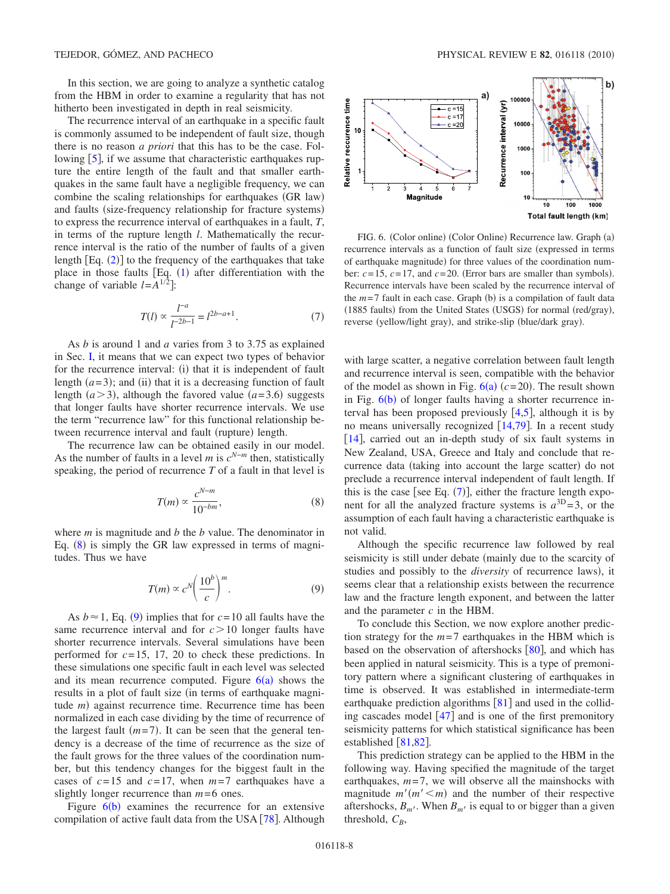In this section, we are going to analyze a synthetic catalog from the HBM in order to examine a regularity that has not hitherto been investigated in depth in real seismicity.

The recurrence interval of an earthquake in a specific fault is commonly assumed to be independent of fault size, though there is no reason *a priori* that this has to be the case. Following [5], if we assume that characteristic earthquakes rupture the entire length of the fault and that smaller earthquakes in the same fault have a negligible frequency, we can combine the scaling relationships for earthquakes (GR law) and faults (size-frequency relationship for fracture systems) to express the recurrence interval of earthquakes in a fault, $T$, in terms of the rupture length $l$. Mathematically the recurrence interval is the ratio of the number of faults of a given length [Eq. (2)] to the frequency of the earthquakes that take place in those faults [Eq. (1) after differentiation with the change of variable $l=A^{1/2}$]:

$$T(l) \propto \frac{l^{-a}}{l^{-2b-1}} = l^{2b-a+1}. \tag{7}$$

As $b$ is around 1 and $a$ varies from 3 to 3.75 as explained in Sec. I, it means that we can expect two types of behavior for the recurrence interval: (i) that it is independent of fault length ($a=3$); and (ii) that it is a decreasing function of fault length ($a>3$), although the favored value ($a=3.6$) suggests that longer faults have shorter recurrence intervals. We use the term "recurrence law" for this functional relationship between recurrence interval and fault (rupture) length.

The recurrence law can be obtained easily in our model. As the number of faults in a level $m$ is $c^{N-m}$ then, statistically speaking, the period of recurrence $T$ of a fault in that level is

$$T(m) \propto \frac{c^{N-m}}{10^{-bm}}, \tag{8}$$

where $m$ is magnitude and $b$ the $b$ value. The denominator in Eq. (8) is simply the GR law expressed in terms of magnitudes. Thus we have

$$T(m) \propto c^{N}\left(\frac{10^{b}}{c}\right)^{m}. \tag{9}$$

As $b\approx 1$, Eq. (9) implies that for $c=10$ all faults have the same recurrence interval and for $c>10$ longer faults have shorter recurrence intervals. Several simulations have been performed for $c=15$, 17, 20 to check these predictions. In these simulations one specific fault in each level was selected and its mean recurrence computed. Figure 6(a) shows the results in a plot of fault size (in terms of earthquake magnitude $m$) against recurrence time. Recurrence time has been normalized in each case dividing by the time of recurrence of the largest fault ($m=7$). It can be seen that the general tendency is a decrease of the time of recurrence as the size of the fault grows for the three values of the coordination number, but this tendency changes for the biggest fault in the cases of $c=15$ and $c=17$, when $m=7$ earthquakes have a slightly longer recurrence than $m=6$ ones.

Figure 6(b) examines the recurrence for an extensive compilation of active fault data from the USA [78]. Although with large scatter, a negative correlation between fault length and recurrence interval is seen, compatible with the behavior of the model as shown in Fig. 6(a) ($c=20$). The result shown in Fig. 6(b) of longer faults having a shorter recurrence interval has been proposed previously [4,5], although it is by no means universally recognized [14,79]. In a recent study [14], carried out an in-depth study of six fault systems in New Zealand, USA, Greece and Italy and conclude that recurrence data (taking into account the large scatter) do not preclude a recurrence interval independent of fault length. If this is the case [see Eq. (7)], either the fracture length exponent for all the analyzed fracture systems is $a^{3\mathrm{D}}=3$, or the assumption of each fault having a characteristic earthquake is not valid.

FIG. 6. (Color online) (Color Online) Recurrence law. Graph (a) recurrence intervals as a function of fault size (expressed in terms of earthquake magnitude) for three values of the coordination number: $c=15$, $c=17$, and $c=20$. (Error bars are smaller than symbols). Recurrence intervals have been scaled by the recurrence interval of the $m=7$ fault in each case. Graph (b) is a compilation of fault data (1885 faults) from the United States (USGS) for normal (red/gray), reverse (yellow/light gray), and strike-slip (blue/dark gray).

Although the specific recurrence law followed by real seismicity is still under debate (mainly due to the scarcity of studies and possibly to the *diversity* of recurrence laws), it seems clear that a relationship exists between the recurrence law and the fracture length exponent, and between the latter and the parameter $c$ in the HBM.

To conclude this Section, we now explore another prediction strategy for the $m=7$ earthquakes in the HBM which is based on the observation of aftershocks [80], and which has been applied in natural seismicity. This is a type of premonitory pattern where a significant clustering of earthquakes in time is observed. It was established in intermediate-term earthquake prediction algorithms [81] and used in the colliding cascades model [47] and is one of the first premonitory seismicity patterns for which statistical significance has been established [81,82].

This prediction strategy can be applied to the HBM in the following way. Having specified the magnitude of the target earthquakes, $m=7$, we will observe all the mainshocks with magnitude $m'(m'<m)$ and the number of their respective aftershocks, $B_{m'}$. When $B_{m'}$ is equal to or bigger than a given threshold, $C_B$,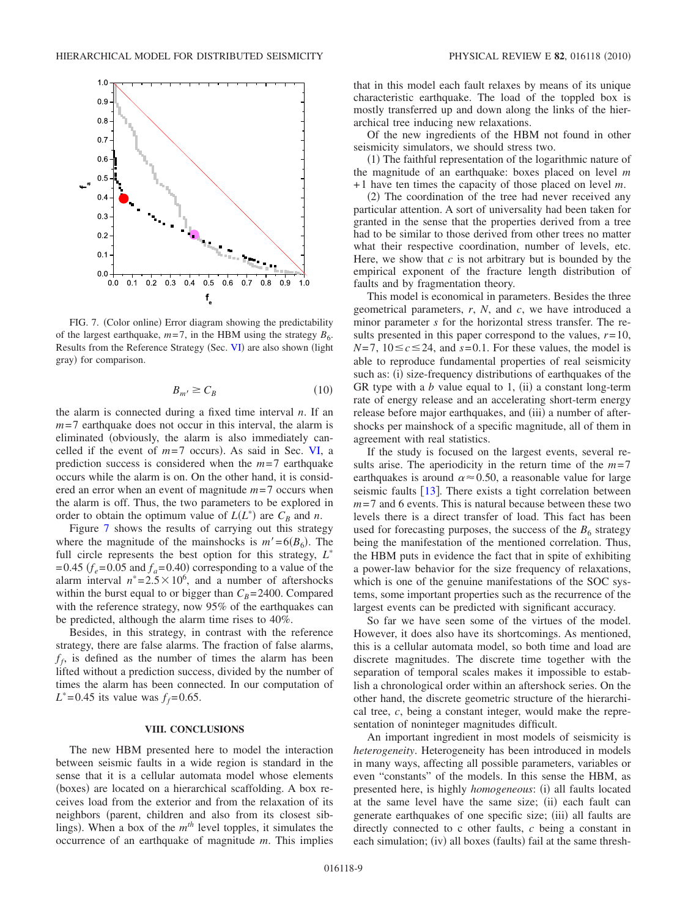FIG. 7. (Color online) Error diagram showing the predictability of the largest earthquake, $m=7$, in the HBM using the strategy $B_6$. Results from the Reference Strategy (Sec. VI) are also shown (light gray) for comparison.

$$B_{m'} \geq C_B \tag{10}$$

the alarm is connected during a fixed time interval $n$. If an $m=7$ earthquake does not occur in this interval, the alarm is eliminated (obviously, the alarm is also immediately cancelled if the event of $m=7$ occurs). As said in Sec. VI, a prediction success is considered when the $m=7$ earthquake occurs while the alarm is on. On the other hand, it is considered an error when an event of magnitude $m=7$ occurs when the alarm is off. Thus, the two parameters to be explored in order to obtain the optimum value of $L(L^*)$ are $C_B$ and $n$.

Figure 7 shows the results of carrying out this strategy where the magnitude of the mainshocks is $m'=6(B_6)$. The full circle represents the best option for this strategy, $L^*=0.45$ ($f_e=0.05$ and $f_a=0.40$) corresponding to a value of the alarm interval $n^*=2.5\times 10^6$, and a number of aftershocks within the burst equal to or bigger than $C_B=2400$. Compared with the reference strategy, now 95% of the earthquakes can be predicted, although the alarm time rises to 40%.

Besides, in this strategy, in contrast with the reference strategy, there are false alarms. The fraction of false alarms, $f_f$, is defined as the number of times the alarm has been lifted without a prediction success, divided by the number of times the alarm has been connected. In our computation of $L^*=0.45$ its value was $f_f=0.65$.

## VIII. CONCLUSIONS

The new HBM presented here to model the interaction between seismic faults in a wide region is standard in the sense that it is a cellular automata model whose elements (boxes) are located on a hierarchical scaffolding. A box receives load from the exterior and from the relaxation of its neighbors (parent, children and also from its closest siblings). When a box of the $m^{th}$ level topples, it simulates the occurrence of an earthquake of magnitude $m$. This implies that in this model each fault relaxes by means of its unique characteristic earthquake. The load of the toppled box is mostly transferred up and down along the links of the hierarchical tree inducing new relaxations.

Of the new ingredients of the HBM not found in other seismicity simulators, we should stress two.

(1) The faithful representation of the logarithmic nature of the magnitude of an earthquake: boxes placed on level $m+1$ have ten times the capacity of those placed on level $m$.

(2) The coordination of the tree had never received any particular attention. A sort of universality had been taken for granted in the sense that the properties derived from a tree had to be similar to those derived from other trees no matter what their respective coordination, number of levels, etc. Here, we show that $c$ is not arbitrary but is bounded by the empirical exponent of the fracture length distribution of faults and by fragmentation theory.

This model is economical in parameters. Besides the three geometrical parameters, $r$, $N$, and $c$, we have introduced a minor parameter $s$ for the horizontal stress transfer. The results presented in this paper correspond to the values, $r=10$, $N=7$, $10\leq c\leq 24$, and $s=0.1$. For these values, the model is able to reproduce fundamental properties of real seismicity such as: (i) size-frequency distributions of earthquakes of the GR type with a $b$ value equal to 1, (ii) a constant long-term rate of energy release and an accelerating short-term energy release before major earthquakes, and (iii) a number of aftershocks per mainshock of a specific magnitude, all of them in agreement with real statistics.

If the study is focused on the largest events, several results arise. The aperiodicity in the return time of the $m=7$ earthquakes is around $\alpha\approx 0.50$, a reasonable value for large seismic faults [13]. There exists a tight correlation between $m=7$ and 6 events. This is natural because between these two levels there is a direct transfer of load. This fact has been used for forecasting purposes, the success of the $B_6$ strategy being the manifestation of the mentioned correlation. Thus, the HBM puts in evidence the fact that in spite of exhibiting a power-law behavior for the size frequency of relaxations, which is one of the genuine manifestations of the SOC systems, some important properties such as the recurrence of the largest events can be predicted with significant accuracy.

So far we have seen some of the virtues of the model. However, it does also have its shortcomings. As mentioned, this is a cellular automata model, so both time and load are discrete magnitudes. The discrete time together with the separation of temporal scales makes it impossible to establish a chronological order within an aftershock series. On the other hand, the discrete geometric structure of the hierarchical tree, $c$, being a constant integer, would make the representation of noninteger magnitudes difficult.

An important ingredient in most models of seismicity is *heterogeneity*. Heterogeneity has been introduced in models in many ways, affecting all possible parameters, variables or even "constants" of the models. In this sense the HBM, as presented here, is highly *homogeneous*: (i) all faults located at the same level have the same size; (ii) each fault can generate earthquakes of one specific size; (iii) all faults are directly connected to c other faults, $c$ being a constant in each simulation; (iv) all boxes (faults) fail at the same thresh-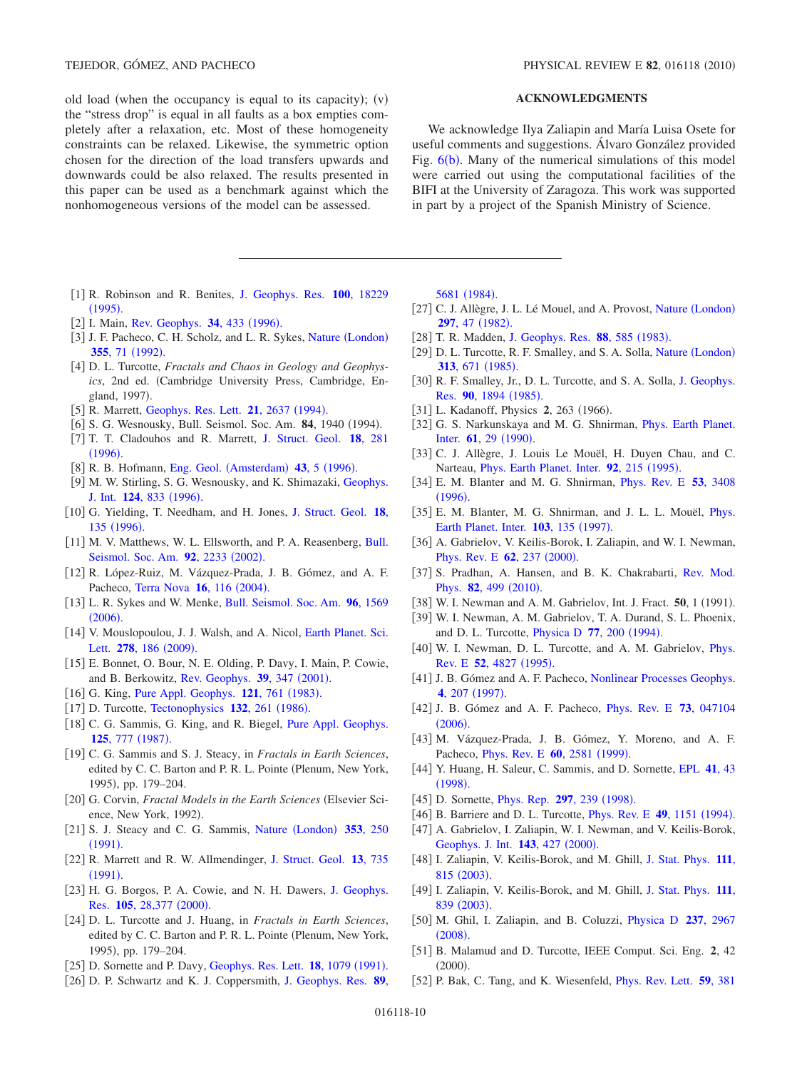old load (when the occupancy is equal to its capacity); (v) the "stress drop" is equal in all faults as a box empties completely after a relaxation, etc. Most of these homogeneity constraints can be relaxed. Likewise, the symmetric option chosen for the direction of the load transfers upwards and downwards could be also relaxed. The results presented in this paper can be used as a benchmark against which the nonhomogeneous versions of the model can be assessed.

## ACKNOWLEDGMENTS

We acknowledge Ilya Zaliapin and María Luisa Osete for useful comments and suggestions. Álvaro González provided Fig. 6(b). Many of the numerical simulations of this model were carried out using the computational facilities of the BIFI at the University of Zaragoza. This work was supported in part by a project of the Spanish Ministry of Science.

---

[1] R. Robinson and R. Benites, J. Geophys. Res. **100**, 18229 (1995).

[2] I. Main, Rev. Geophys. **34**, 433 (1996).

[3] J. F. Pacheco, C. H. Scholz, and L. R. Sykes, Nature (London) **355**, 71 (1992).

[4] D. L. Turcotte, *Fractals and Chaos in Geology and Geophysics*, 2nd ed. (Cambridge University Press, Cambridge, England, 1997).

[5] R. Marrett, Geophys. Res. Lett. **21**, 2637 (1994).

[6] S. G. Wesnousky, Bull. Seismol. Soc. Am. **84**, 1940 (1994).

[7] T. T. Cladouhos and R. Marrett, J. Struct. Geol. **18**, 281 (1996).

[8] R. B. Hofmann, Eng. Geol. (Amsterdam) **43**, 5 (1996).

[9] M. W. Stirling, S. G. Wesnousky, and K. Shimazaki, Geophys. J. Int. **124**, 833 (1996).

[10] G. Yielding, T. Needham, and H. Jones, J. Struct. Geol. **18**, 135 (1996).

[11] M. V. Matthews, W. L. Ellsworth, and P. A. Reasenberg, Bull. Seismol. Soc. Am. **92**, 2233 (2002).

[12] R. López-Ruiz, M. Vázquez-Prada, J. B. Gómez, and A. F. Pacheco, Terra Nova **16**, 116 (2004).

[13] L. R. Sykes and W. Menke, Bull. Seismol. Soc. Am. **96**, 1569 (2006).

[14] V. Mouslopoulou, J. J. Walsh, and A. Nicol, Earth Planet. Sci. Lett. **278**, 186 (2009).

[15] E. Bonnet, O. Bour, N. E. Olding, P. Davy, I. Main, P. Cowie, and B. Berkowitz, Rev. Geophys. **39**, 347 (2001).

[16] G. King, Pure Appl. Geophys. **121**, 761 (1983).

[17] D. Turcotte, Tectonophysics **132**, 261 (1986).

[18] C. G. Sammis, G. King, and R. Biegel, Pure Appl. Geophys. **125**, 777 (1987).

[19] C. G. Sammis and S. J. Steacy, in *Fractals in Earth Sciences*, edited by C. C. Barton and P. R. L. Pointe (Plenum, New York, 1995), pp. 179–204.

[20] G. Corvin, *Fractal Models in the Earth Sciences* (Elsevier Science, New York, 1992).

[21] S. J. Steacy and C. G. Sammis, Nature (London) **353**, 250 (1991).

[22] R. Marrett and R. W. Allmendinger, J. Struct. Geol. **13**, 735 (1991).

[23] H. G. Borgos, P. A. Cowie, and N. H. Dawers, J. Geophys. Res. **105**, 28,377 (2000).

[24] D. L. Turcotte and J. Huang, in *Fractals in Earth Sciences*, edited by C. C. Barton and P. R. L. Pointe (Plenum, New York, 1995), pp. 179–204.

[25] D. Sornette and P. Davy, Geophys. Res. Lett. **18**, 1079 (1991).

[26] D. P. Schwartz and K. J. Coppersmith, J. Geophys. Res. **89**, 5681 (1984).

[27] C. J. Allègre, J. L. Lé Mouel, and A. Provost, Nature (London) **297**, 47 (1982).

[28] T. R. Madden, J. Geophys. Res. **88**, 585 (1983).

[29] D. L. Turcotte, R. F. Smalley, and S. A. Solla, Nature (London) **313**, 671 (1985).

[30] R. F. Smalley, Jr., D. L. Turcotte, and S. A. Solla, J. Geophys. Res. **90**, 1894 (1985).

[31] L. Kadanoff, Physics **2**, 263 (1966).

[32] G. S. Narkunskaya and M. G. Shnirman, Phys. Earth Planet. Inter. **61**, 29 (1990).

[33] C. J. Allègre, J. Louis Le Mouël, H. Duyen Chau, and C. Narteau, Phys. Earth Planet. Inter. **92**, 215 (1995).

[34] E. M. Blanter and M. G. Shnirman, Phys. Rev. E **53**, 3408 (1996).

[35] E. M. Blanter, M. G. Shnirman, and J. L. L. Mouël, Phys. Earth Planet. Inter. **103**, 135 (1997).

[36] A. Gabrielov, V. Keilis-Borok, I. Zaliapin, and W. I. Newman, Phys. Rev. E **62**, 237 (2000).

[37] S. Pradhan, A. Hansen, and B. K. Chakrabarti, Rev. Mod. Phys. **82**, 499 (2010).

[38] W. I. Newman and A. M. Gabrielov, Int. J. Fract. **50**, 1 (1991).

[39] W. I. Newman, A. M. Gabrielov, T. A. Durand, S. L. Phoenix, and D. L. Turcotte, Physica D **77**, 200 (1994).

[40] W. I. Newman, D. L. Turcotte, and A. M. Gabrielov, Phys. Rev. E **52**, 4827 (1995).

[41] J. B. Gómez and A. F. Pacheco, Nonlinear Processes Geophys. **4**, 207 (1997).

[42] J. B. Gómez and A. F. Pacheco, Phys. Rev. E **73**, 047104 (2006).

[43] M. Vázquez-Prada, J. B. Gómez, Y. Moreno, and A. F. Pacheco, Phys. Rev. E **60**, 2581 (1999).

[44] Y. Huang, H. Saleur, C. Sammis, and D. Sornette, EPL **41**, 43 (1998).

[45] D. Sornette, Phys. Rep. **297**, 239 (1998).

[46] B. Barriere and D. L. Turcotte, Phys. Rev. E **49**, 1151 (1994).

[47] A. Gabrielov, I. Zaliapin, W. I. Newman, and V. Keilis-Borok, Geophys. J. Int. **143**, 427 (2000).

[48] I. Zaliapin, V. Keilis-Borok, and M. Ghill, J. Stat. Phys. **111**, 815 (2003).

[49] I. Zaliapin, V. Keilis-Borok, and M. Ghill, J. Stat. Phys. **111**, 839 (2003).

[50] M. Ghil, I. Zaliapin, and B. Coluzzi, Physica D **237**, 2967 (2008).

[51] B. Malamud and D. Turcotte, IEEE Comput. Sci. Eng. **2**, 42 (2000).

[52] P. Bak, C. Tang, and K. Wiesenfeld, Phys. Rev. Lett. **59**, 381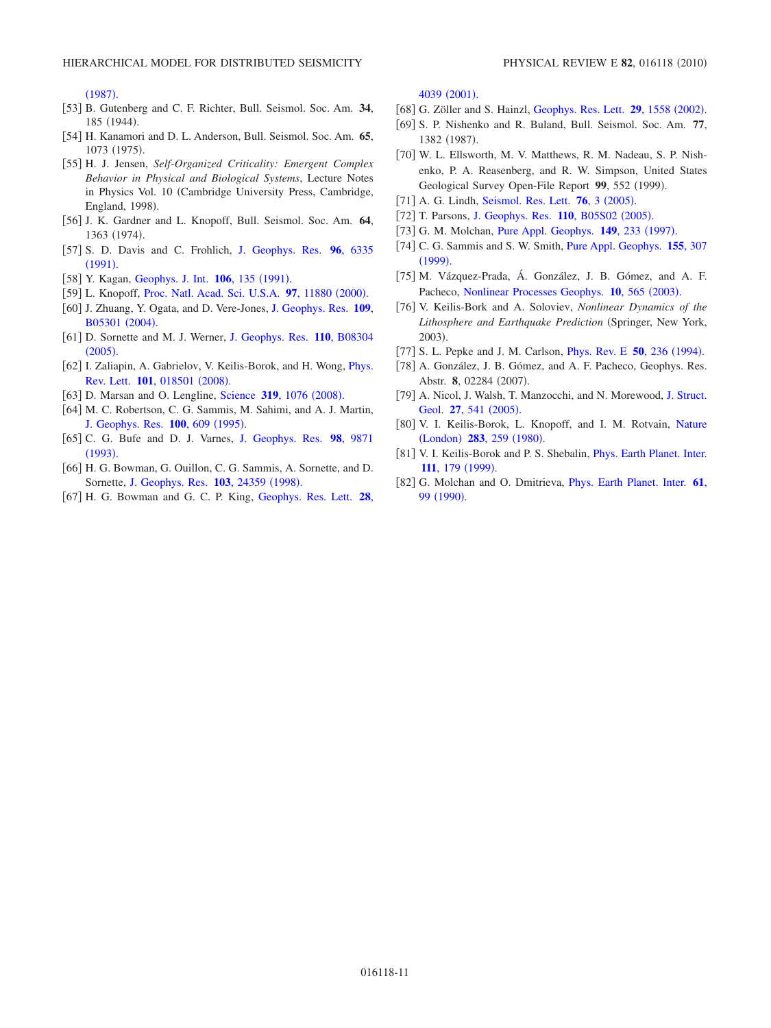(1987).

[53] B. Gutenberg and C. F. Richter, Bull. Seismol. Soc. Am. **34**, 185 (1944).

[54] H. Kanamori and D. L. Anderson, Bull. Seismol. Soc. Am. **65**, 1073 (1975).

[55] H. J. Jensen, *Self-Organized Criticality: Emergent Complex Behavior in Physical and Biological Systems*, Lecture Notes in Physics Vol. 10 (Cambridge University Press, Cambridge, England, 1998).

[56] J. K. Gardner and L. Knopoff, Bull. Seismol. Soc. Am. **64**, 1363 (1974).

[57] S. D. Davis and C. Frohlich, J. Geophys. Res. **96**, 6335 (1991).

[58] Y. Kagan, Geophys. J. Int. **106**, 135 (1991).

[59] L. Knopoff, Proc. Natl. Acad. Sci. U.S.A. **97**, 11880 (2000).

[60] J. Zhuang, Y. Ogata, and D. Vere-Jones, J. Geophys. Res. **109**, B05301 (2004).

[61] D. Sornette and M. J. Werner, J. Geophys. Res. **110**, B08304 (2005).

[62] I. Zaliapin, A. Gabrielov, V. Keilis-Borok, and H. Wong, Phys. Rev. Lett. **101**, 018501 (2008).

[63] D. Marsan and O. Lengline, Science **319**, 1076 (2008).

[64] M. C. Robertson, C. G. Sammis, M. Sahimi, and A. J. Martin, J. Geophys. Res. **100**, 609 (1995).

[65] C. G. Bufe and D. J. Varnes, J. Geophys. Res. **98**, 9871 (1993).

[66] H. G. Bowman, G. Ouillon, C. G. Sammis, A. Sornette, and D. Sornette, J. Geophys. Res. **103**, 24359 (1998).

[67] H. G. Bowman and G. C. P. King, Geophys. Res. Lett. **28**, 4039 (2001).

[68] G. Zöller and S. Hainzl, Geophys. Res. Lett. **29**, 1558 (2002).

[69] S. P. Nishenko and R. Buland, Bull. Seismol. Soc. Am. **77**, 1382 (1987).

[70] W. L. Ellsworth, M. V. Matthews, R. M. Nadeau, S. P. Nishenko, P. A. Reasenberg, and R. W. Simpson, United States Geological Survey Open-File Report **99**, 552 (1999).

[71] A. G. Lindh, Seismol. Res. Lett. **76**, 3 (2005).

[72] T. Parsons, J. Geophys. Res. **110**, B05S02 (2005).

[73] G. M. Molchan, Pure Appl. Geophys. **149**, 233 (1997).

[74] C. G. Sammis and S. W. Smith, Pure Appl. Geophys. **155**, 307 (1999).

[75] M. Vázquez-Prada, Á. González, J. B. Gómez, and A. F. Pacheco, Nonlinear Processes Geophys. **10**, 565 (2003).

[76] V. Keilis-Bork and A. Soloviev, *Nonlinear Dynamics of the Lithosphere and Earthquake Prediction* (Springer, New York, 2003).

[77] S. L. Pepke and J. M. Carlson, Phys. Rev. E **50**, 236 (1994).

[78] A. González, J. B. Gómez, and A. F. Pacheco, Geophys. Res. Abstr. **8**, 02284 (2007).

[79] A. Nicol, J. Walsh, T. Manzocchi, and N. Morewood, J. Struct. Geol. **27**, 541 (2005).

[80] V. I. Keilis-Borok, L. Knopoff, and I. M. Rotvain, Nature (London) **283**, 259 (1980).

[81] V. I. Keilis-Borok and P. S. Shebalin, Phys. Earth Planet. Inter. **111**, 179 (1999).

[82] G. Molchan and O. Dmitrieva, Phys. Earth Planet. Inter. **61**, 99 (1990).